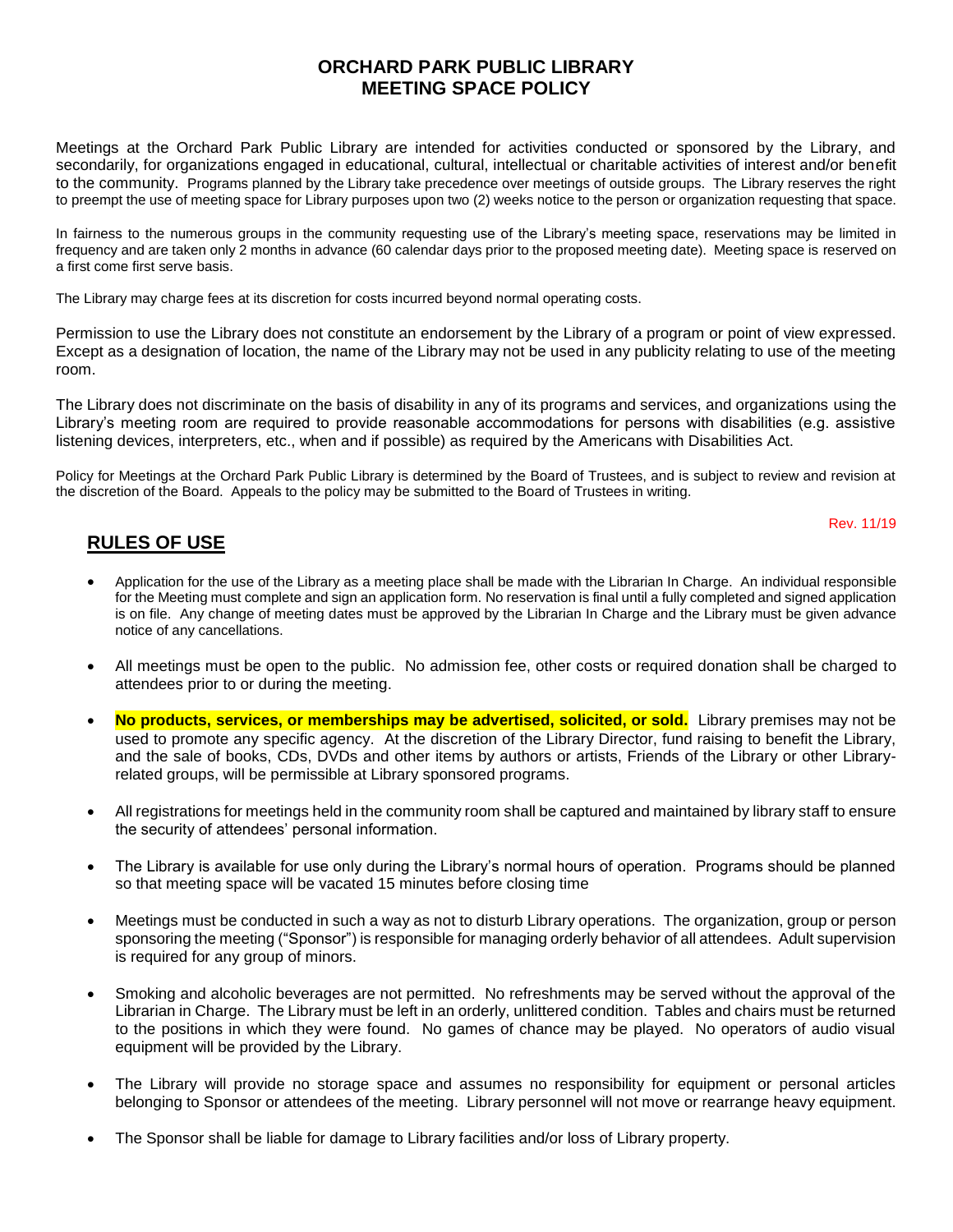# ORCHARD PARK PUBLIC LIBRARY
# MEETING SPACE POLICY

Meetings at the Orchard Park Public Library are intended for activities conducted or sponsored by the Library, and secondarily, for organizations engaged in educational, cultural, intellectual or charitable activities of interest and/or benefit to the community. Programs planned by the Library take precedence over meetings of outside groups. The Library reserves the right to preempt the use of meeting space for Library purposes upon two (2) weeks notice to the person or organization requesting that space.

In fairness to the numerous groups in the community requesting use of the Library's meeting space, reservations may be limited in frequency and are taken only 2 months in advance (60 calendar days prior to the proposed meeting date). Meeting space is reserved on a first come first serve basis.

The Library may charge fees at its discretion for costs incurred beyond normal operating costs.

Permission to use the Library does not constitute an endorsement by the Library of a program or point of view expressed. Except as a designation of location, the name of the Library may not be used in any publicity relating to use of the meeting room.

The Library does not discriminate on the basis of disability in any of its programs and services, and organizations using the Library's meeting room are required to provide reasonable accommodations for persons with disabilities (e.g. assistive listening devices, interpreters, etc., when and if possible) as required by the Americans with Disabilities Act.

Policy for Meetings at the Orchard Park Public Library is determined by the Board of Trustees, and is subject to review and revision at the discretion of the Board. Appeals to the policy may be submitted to the Board of Trustees in writing.

Rev. 11/19

## RULES OF USE

- Application for the use of the Library as a meeting place shall be made with the Librarian In Charge. An individual responsible for the Meeting must complete and sign an application form. No reservation is final until a fully completed and signed application is on file. Any change of meeting dates must be approved by the Librarian In Charge and the Library must be given advance notice of any cancellations.
- All meetings must be open to the public. No admission fee, other costs or required donation shall be charged to attendees prior to or during the meeting.
- **No products, services, or memberships may be advertised, solicited, or sold.** Library premises may not be used to promote any specific agency. At the discretion of the Library Director, fund raising to benefit the Library, and the sale of books, CDs, DVDs and other items by authors or artists, Friends of the Library or other Library-related groups, will be permissible at Library sponsored programs.
- All registrations for meetings held in the community room shall be captured and maintained by library staff to ensure the security of attendees' personal information.
- The Library is available for use only during the Library's normal hours of operation. Programs should be planned so that meeting space will be vacated 15 minutes before closing time
- Meetings must be conducted in such a way as not to disturb Library operations. The organization, group or person sponsoring the meeting ("Sponsor") is responsible for managing orderly behavior of all attendees. Adult supervision is required for any group of minors.
- Smoking and alcoholic beverages are not permitted. No refreshments may be served without the approval of the Librarian in Charge. The Library must be left in an orderly, unlittered condition. Tables and chairs must be returned to the positions in which they were found. No games of chance may be played. No operators of audio visual equipment will be provided by the Library.
- The Library will provide no storage space and assumes no responsibility for equipment or personal articles belonging to Sponsor or attendees of the meeting. Library personnel will not move or rearrange heavy equipment.
- The Sponsor shall be liable for damage to Library facilities and/or loss of Library property.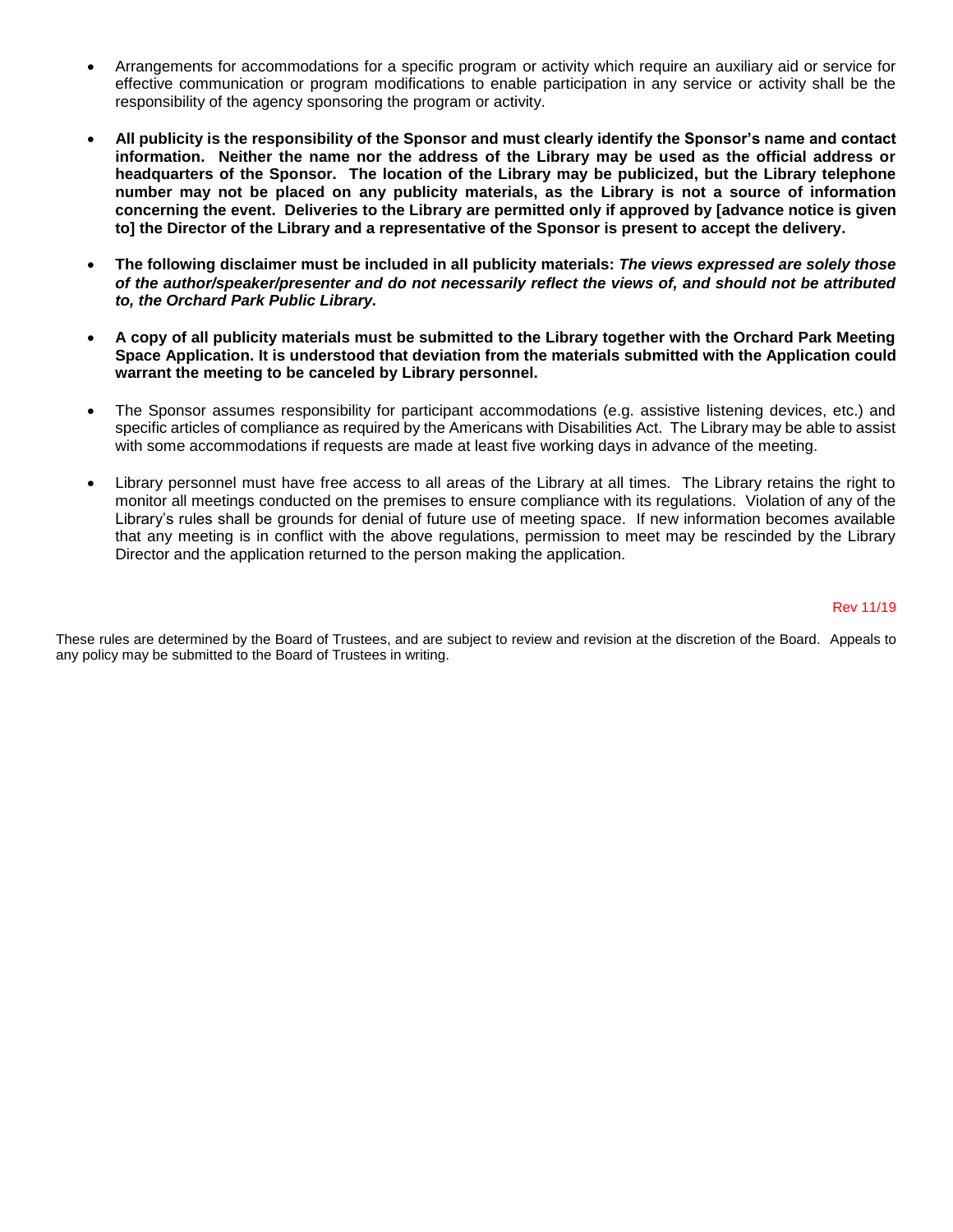- Arrangements for accommodations for a specific program or activity which require an auxiliary aid or service for effective communication or program modifications to enable participation in any service or activity shall be the responsibility of the agency sponsoring the program or activity.

- **All publicity is the responsibility of the Sponsor and must clearly identify the Sponsor's name and contact information. Neither the name nor the address of the Library may be used as the official address or headquarters of the Sponsor. The location of the Library may be publicized, but the Library telephone number may not be placed on any publicity materials, as the Library is not a source of information concerning the event. Deliveries to the Library are permitted only if approved by [advance notice is given to] the Director of the Library and a representative of the Sponsor is present to accept the delivery.**

- **The following disclaimer must be included in all publicity materials:** ***The views expressed are solely those of the author/speaker/presenter and do not necessarily reflect the views of, and should not be attributed to, the Orchard Park Public Library.***

- **A copy of all publicity materials must be submitted to the Library together with the Orchard Park Meeting Space Application. It is understood that deviation from the materials submitted with the Application could warrant the meeting to be canceled by Library personnel.**

- The Sponsor assumes responsibility for participant accommodations (e.g. assistive listening devices, etc.) and specific articles of compliance as required by the Americans with Disabilities Act. The Library may be able to assist with some accommodations if requests are made at least five working days in advance of the meeting.

- Library personnel must have free access to all areas of the Library at all times. The Library retains the right to monitor all meetings conducted on the premises to ensure compliance with its regulations. Violation of any of the Library's rules shall be grounds for denial of future use of meeting space. If new information becomes available that any meeting is in conflict with the above regulations, permission to meet may be rescinded by the Library Director and the application returned to the person making the application.

Rev 11/19

These rules are determined by the Board of Trustees, and are subject to review and revision at the discretion of the Board. Appeals to any policy may be submitted to the Board of Trustees in writing.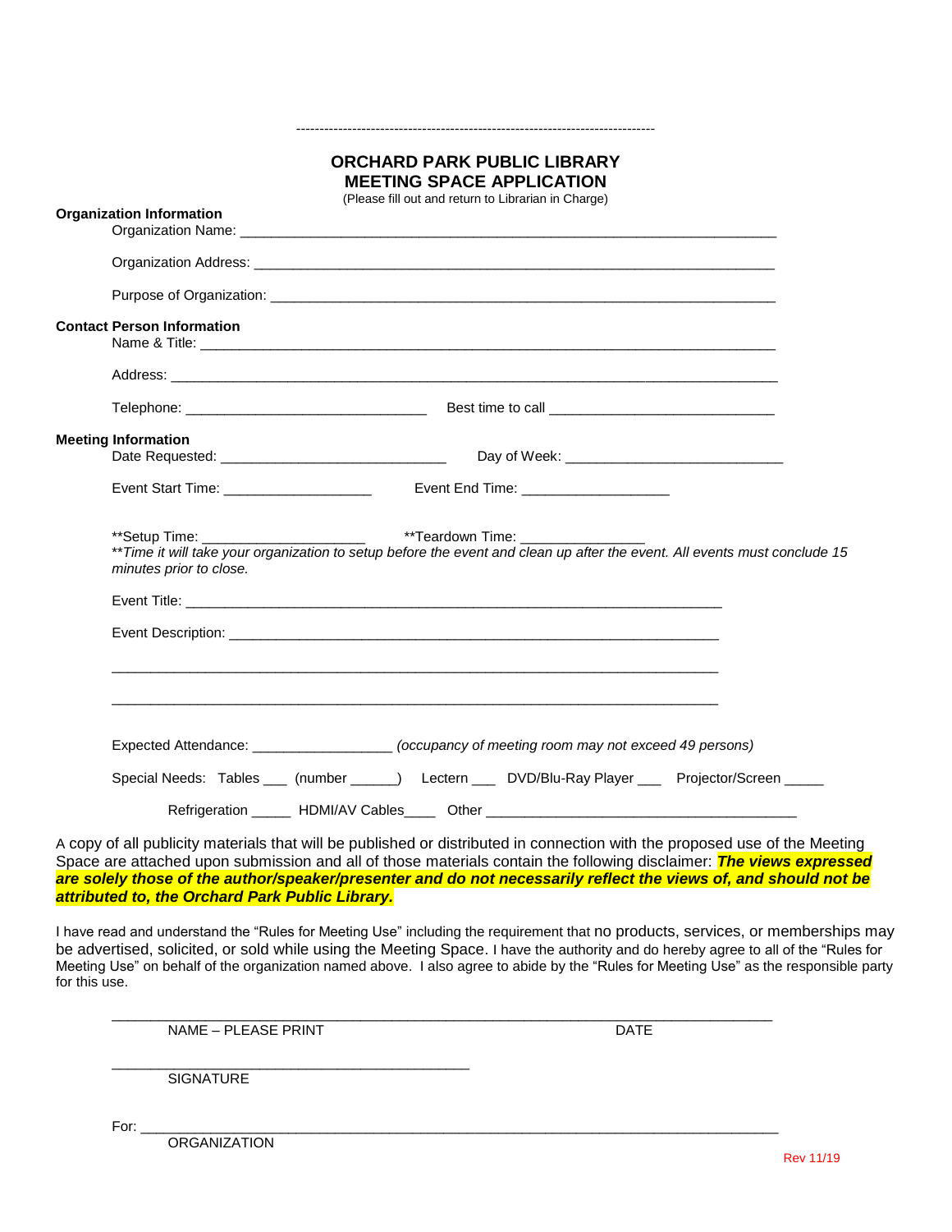---

# ORCHARD PARK PUBLIC LIBRARY
# MEETING SPACE APPLICATION

(Please fill out and return to Librarian in Charge)

**Organization Information**

Organization Name: ______________________________________________________________________

Organization Address: ____________________________________________________________________

Purpose of Organization: __________________________________________________________________

**Contact Person Information**

Name & Title: ___________________________________________________________________________

Address: _______________________________________________________________________________

Telephone: _______________________________ Best time to call ______________________________

**Meeting Information**

Date Requested: _____________________________ Day of Week: ____________________________

Event Start Time: ___________________ Event End Time: ___________________

**Setup Time: _____________________ **Teardown Time: ________________

*Time it will take your organization to setup before the event and clean up after the event. All events must conclude 15 minutes prior to close.*

Event Title: ________________________________________________________________________

Event Description: ___________________________________________________________________

_____________________________________________________________________________________

_____________________________________________________________________________________

Expected Attendance: _________________ *(occupancy of meeting room may not exceed 49 persons)*

Special Needs: Tables ___ (number ______) Lectern ___ DVD/Blu-Ray Player ___ Projector/Screen _____

Refrigeration _____ HDMI/AV Cables____ Other ________________________________________

A copy of all publicity materials that will be published or distributed in connection with the proposed use of the Meeting Space are attached upon submission and all of those materials contain the following disclaimer: ***The views expressed are solely those of the author/speaker/presenter and do not necessarily reflect the views of, and should not be attributed to, the Orchard Park Public Library.***

I have read and understand the "Rules for Meeting Use" including the requirement that no products, services, or memberships may be advertised, solicited, or sold while using the Meeting Space. I have the authority and do hereby agree to all of the "Rules for Meeting Use" on behalf of the organization named above. I also agree to abide by the "Rules for Meeting Use" as the responsible party for this use.

_____________________________________________________________________________________

NAME – PLEASE PRINT DATE

_____________________________________________

SIGNATURE

For: _________________________________________________________________________________

ORGANIZATION

Rev 11/19